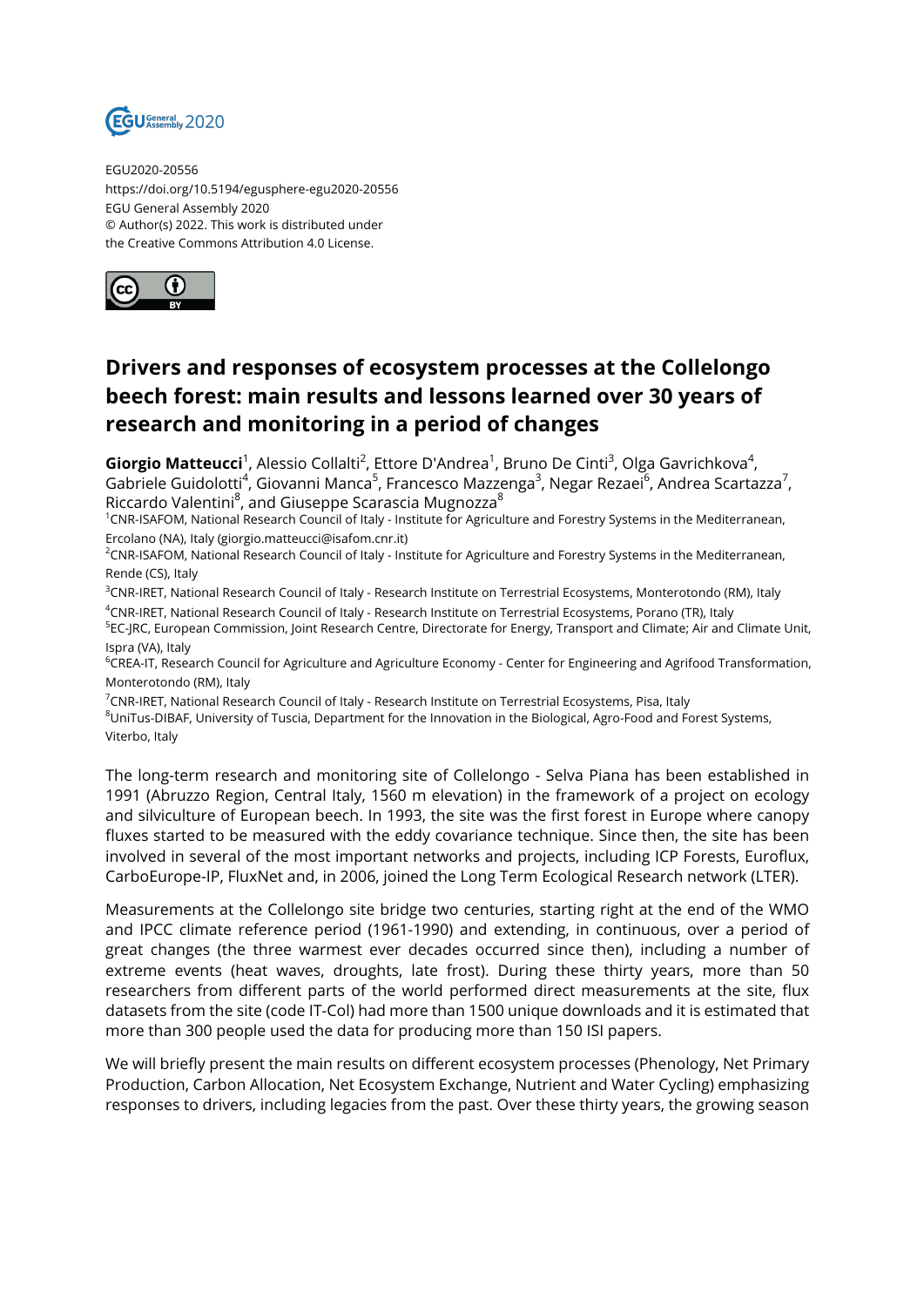EGU2020-20556
https://doi.org/10.5194/egusphere-egu2020-20556
EGU General Assembly 2020
© Author(s) 2022. This work is distributed under
the Creative Commons Attribution 4.0 License.

# Drivers and responses of ecosystem processes at the Collelongo beech forest: main results and lessons learned over 30 years of research and monitoring in a period of changes

**Giorgio Matteucci**[1], Alessio Collalti[2], Ettore D'Andrea[1], Bruno De Cinti[3], Olga Gavrichkova[4], Gabriele Guidolotti[4], Giovanni Manca[5], Francesco Mazzenga[3], Negar Rezaei[6], Andrea Scartazza[7], Riccardo Valentini[8], and Giuseppe Scarascia Mugnozza[8]

[1]CNR-ISAFOM, National Research Council of Italy - Institute for Agriculture and Forestry Systems in the Mediterranean, Ercolano (NA), Italy (giorgio.matteucci@isafom.cnr.it)
[2]CNR-ISAFOM, National Research Council of Italy - Institute for Agriculture and Forestry Systems in the Mediterranean, Rende (CS), Italy
[3]CNR-IRET, National Research Council of Italy - Research Institute on Terrestrial Ecosystems, Monterotondo (RM), Italy
[4]CNR-IRET, National Research Council of Italy - Research Institute on Terrestrial Ecosystems, Porano (TR), Italy
[5]EC-JRC, European Commission, Joint Research Centre, Directorate for Energy, Transport and Climate; Air and Climate Unit, Ispra (VA), Italy
[6]CREA-IT, Research Council for Agriculture and Agriculture Economy - Center for Engineering and Agrifood Transformation, Monterotondo (RM), Italy
[7]CNR-IRET, National Research Council of Italy - Research Institute on Terrestrial Ecosystems, Pisa, Italy
[8]UniTus-DIBAF, University of Tuscia, Department for the Innovation in the Biological, Agro-Food and Forest Systems, Viterbo, Italy

The long-term research and monitoring site of Collelongo - Selva Piana has been established in 1991 (Abruzzo Region, Central Italy, 1560 m elevation) in the framework of a project on ecology and silviculture of European beech. In 1993, the site was the first forest in Europe where canopy fluxes started to be measured with the eddy covariance technique. Since then, the site has been involved in several of the most important networks and projects, including ICP Forests, Euroflux, CarboEurope-IP, FluxNet and, in 2006, joined the Long Term Ecological Research network (LTER).

Measurements at the Collelongo site bridge two centuries, starting right at the end of the WMO and IPCC climate reference period (1961-1990) and extending, in continuous, over a period of great changes (the three warmest ever decades occurred since then), including a number of extreme events (heat waves, droughts, late frost). During these thirty years, more than 50 researchers from different parts of the world performed direct measurements at the site, flux datasets from the site (code IT-Col) had more than 1500 unique downloads and it is estimated that more than 300 people used the data for producing more than 150 ISI papers.

We will briefly present the main results on different ecosystem processes (Phenology, Net Primary Production, Carbon Allocation, Net Ecosystem Exchange, Nutrient and Water Cycling) emphasizing responses to drivers, including legacies from the past. Over these thirty years, the growing season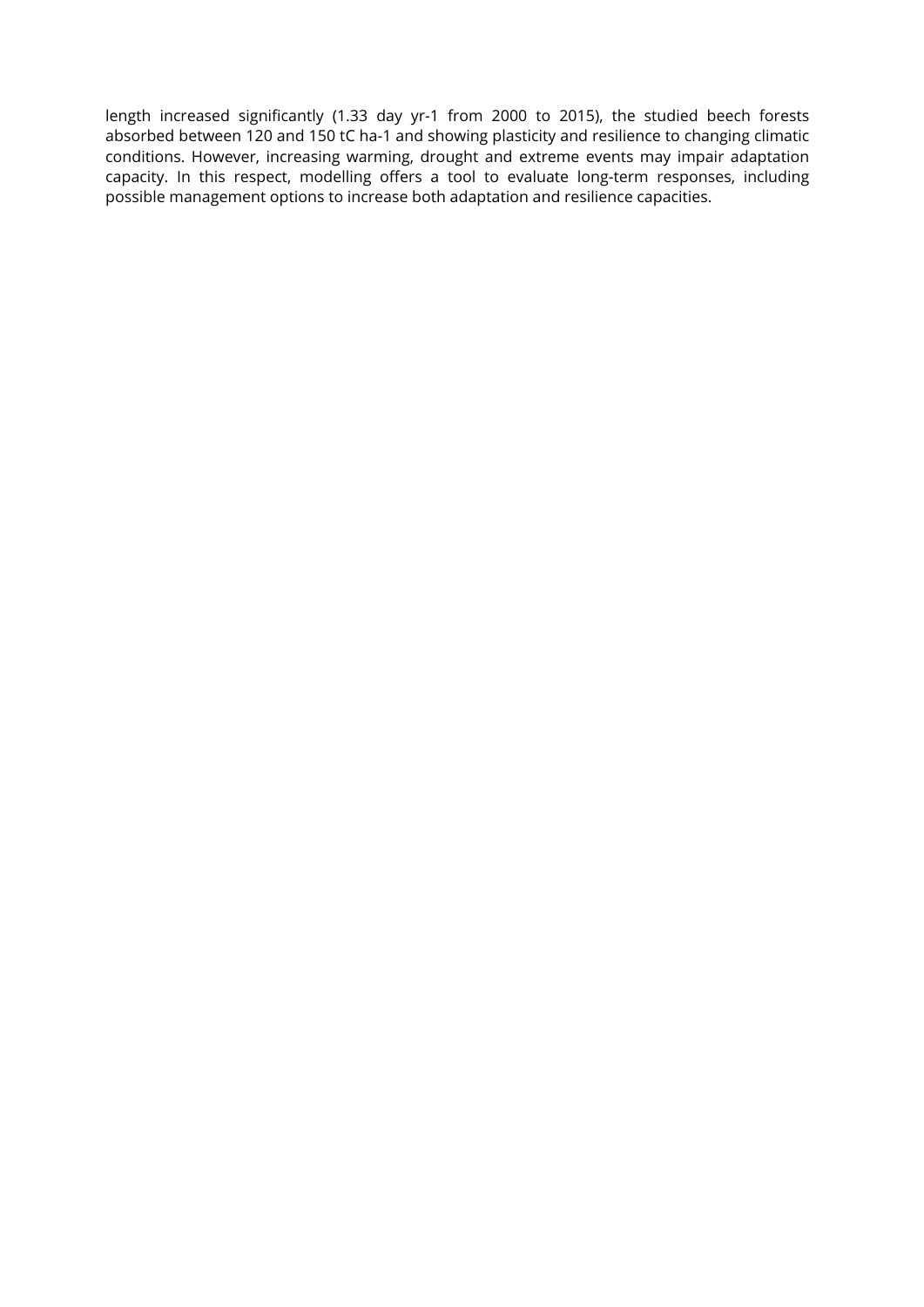length increased significantly (1.33 day yr-1 from 2000 to 2015), the studied beech forests absorbed between 120 and 150 tC ha-1 and showing plasticity and resilience to changing climatic conditions. However, increasing warming, drought and extreme events may impair adaptation capacity. In this respect, modelling offers a tool to evaluate long-term responses, including possible management options to increase both adaptation and resilience capacities.